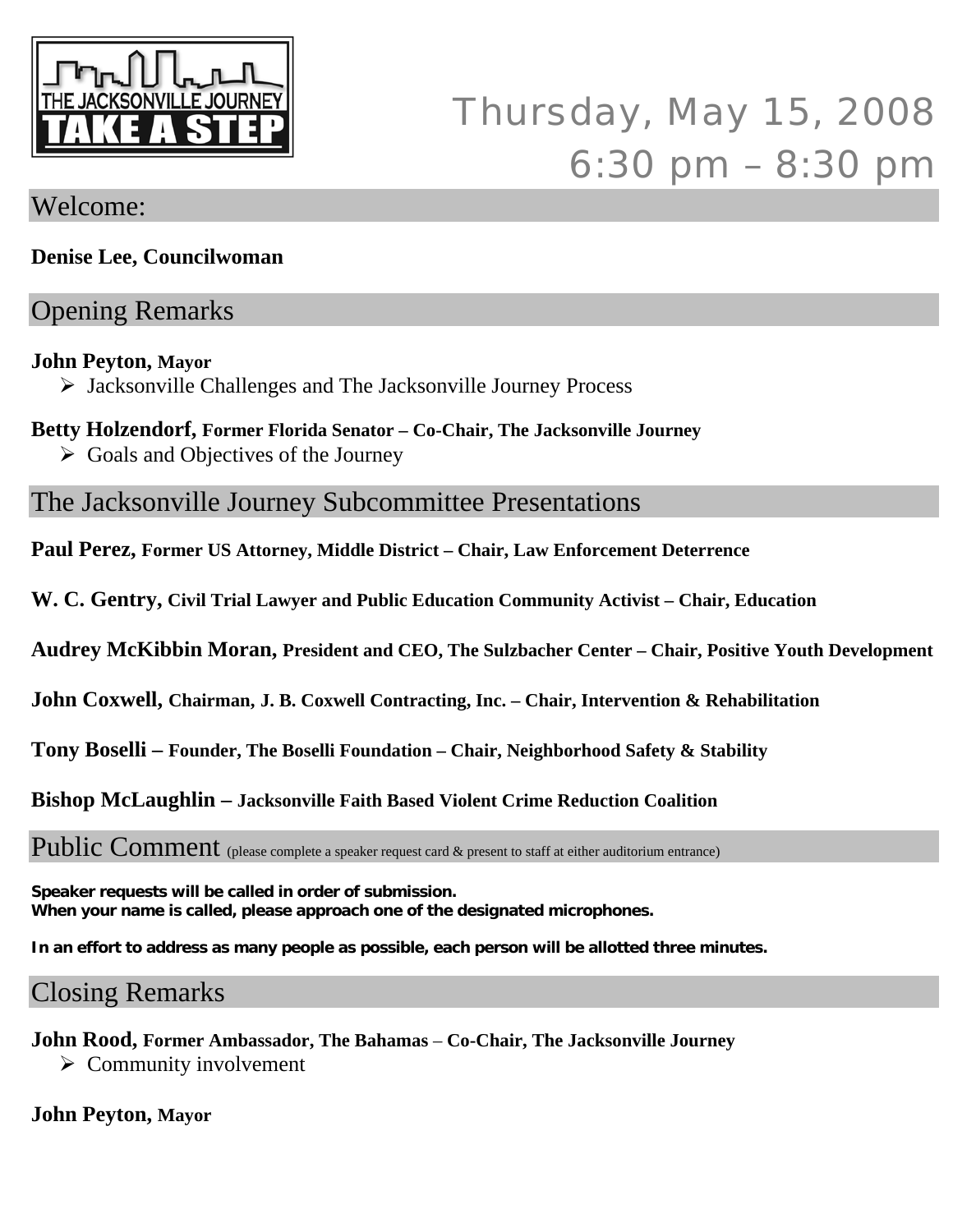THE JACKSONVILLE JOURNEY

TAKE A STEP

Thursday, May 15, 2008
6:30 pm – 8:30 pm

## Welcome:

**Denise Lee, Councilwoman**

## Opening Remarks

**John Peyton, Mayor**

- Jacksonville Challenges and The Jacksonville Journey Process

**Betty Holzendorf, Former Florida Senator – Co-Chair, The Jacksonville Journey**

- Goals and Objectives of the Journey

## The Jacksonville Journey Subcommittee Presentations

**Paul Perez, Former US Attorney, Middle District – Chair, Law Enforcement Deterrence**

**W. C. Gentry, Civil Trial Lawyer and Public Education Community Activist – Chair, Education**

**Audrey McKibbin Moran, President and CEO, The Sulzbacher Center – Chair, Positive Youth Development**

**John Coxwell, Chairman, J. B. Coxwell Contracting, Inc. – Chair, Intervention & Rehabilitation**

**Tony Boselli – Founder, The Boselli Foundation – Chair, Neighborhood Safety & Stability**

**Bishop McLaughlin – Jacksonville Faith Based Violent Crime Reduction Coalition**

## Public Comment (please complete a speaker request card & present to staff at either auditorium entrance)

**Speaker requests will be called in order of submission.**
**When your name is called, please approach one of the designated microphones.**

**In an effort to address as many people as possible, each person will be allotted three minutes.**

## Closing Remarks

**John Rood, Former Ambassador, The Bahamas – Co-Chair, The Jacksonville Journey**

- Community involvement

**John Peyton, Mayor**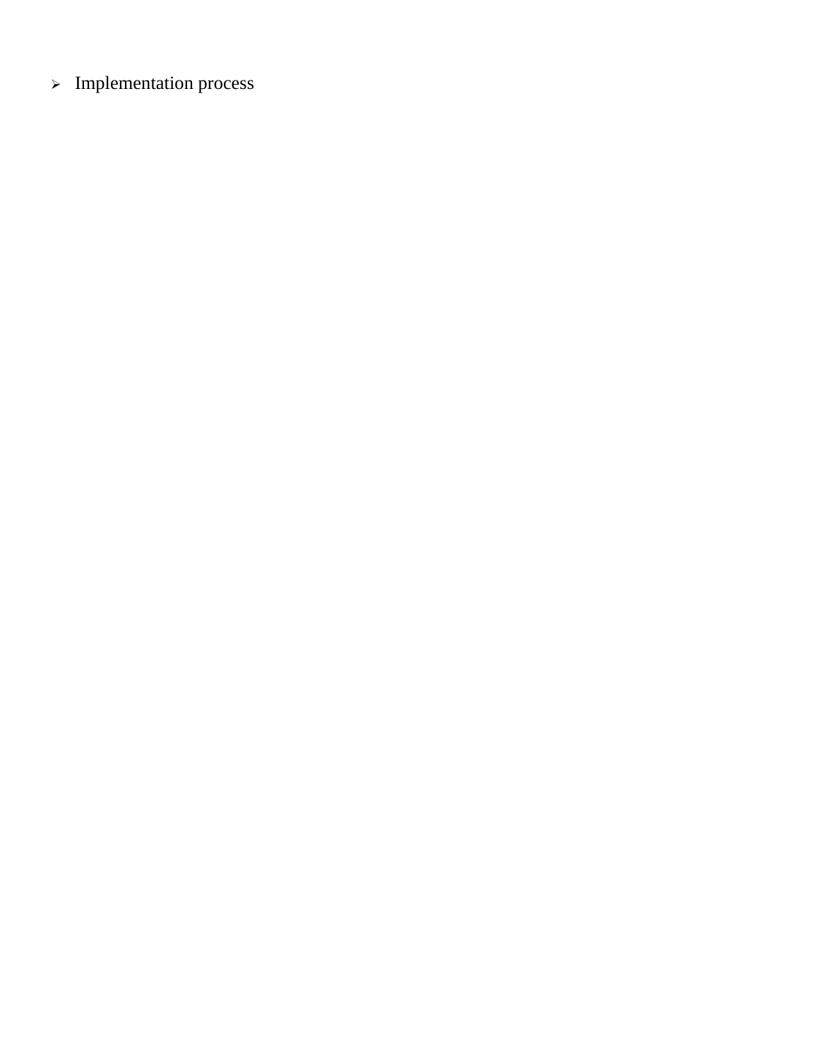- Implementation process